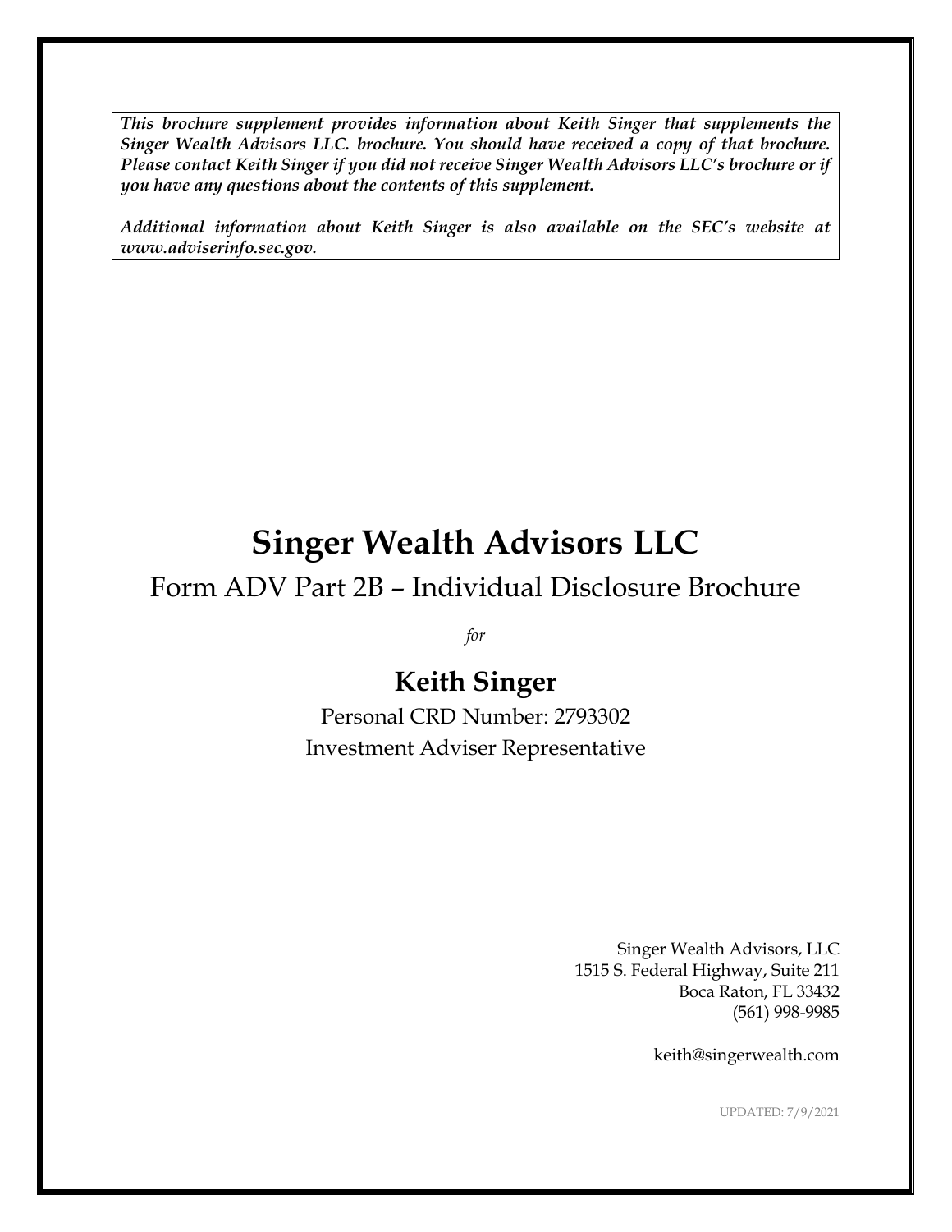***This brochure supplement provides information about Keith Singer that supplements the Singer Wealth Advisors LLC. brochure. You should have received a copy of that brochure. Please contact Keith Singer if you did not receive Singer Wealth Advisors LLC's brochure or if you have any questions about the contents of this supplement.***

***Additional information about Keith Singer is also available on the SEC's website at www.adviserinfo.sec.gov.***

# Singer Wealth Advisors LLC

## Form ADV Part 2B – Individual Disclosure Brochure

*for*

## Keith Singer

Personal CRD Number: 2793302

Investment Adviser Representative

Singer Wealth Advisors, LLC
1515 S. Federal Highway, Suite 211
Boca Raton, FL 33432
(561) 998-9985

keith@singerwealth.com

UPDATED: 7/9/2021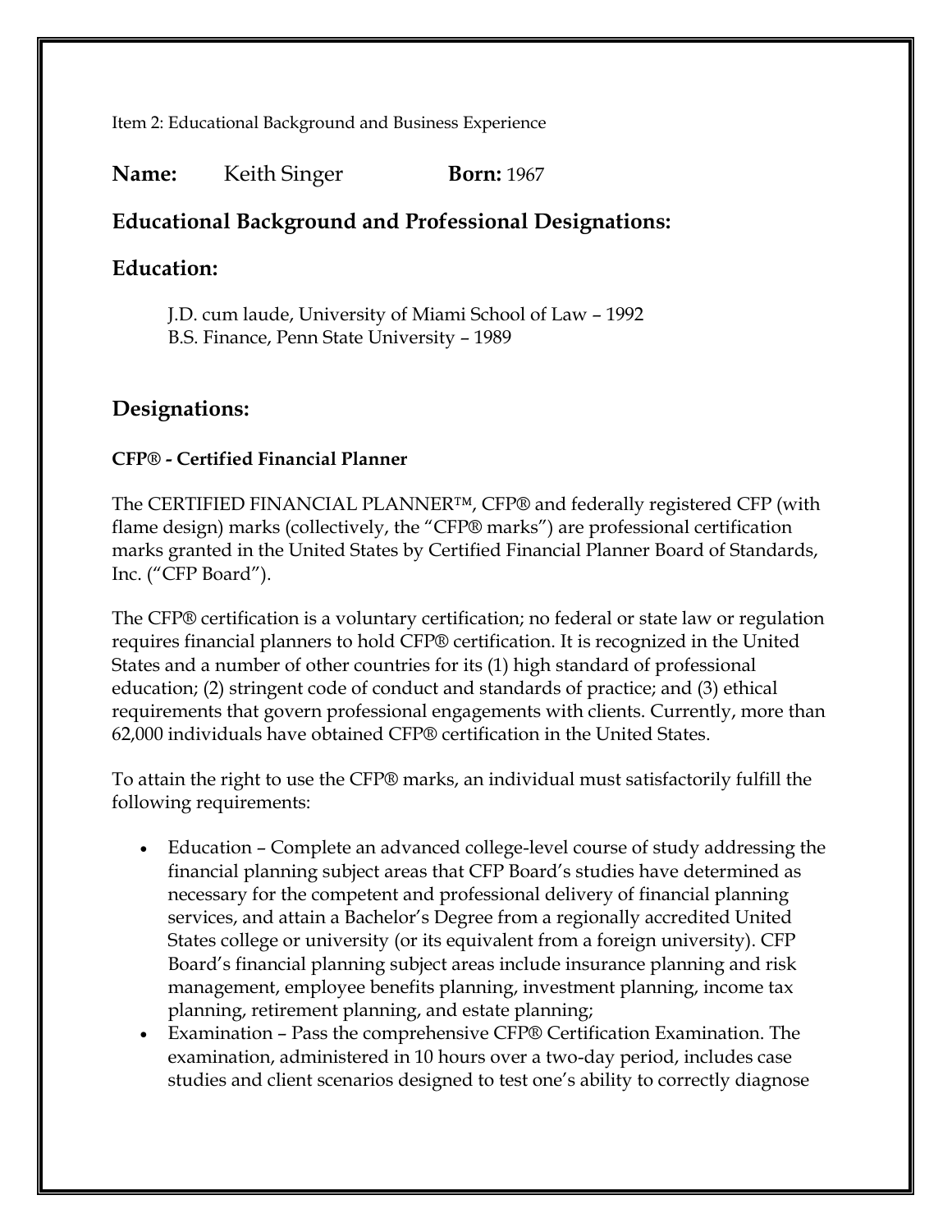Item 2: Educational Background and Business Experience

**Name:** Keith Singer **Born:** 1967

## Educational Background and Professional Designations:

## Education:

J.D. cum laude, University of Miami School of Law – 1992
B.S. Finance, Penn State University – 1989

## Designations:

**CFP® - Certified Financial Planner**

The CERTIFIED FINANCIAL PLANNER™, CFP® and federally registered CFP (with flame design) marks (collectively, the "CFP® marks") are professional certification marks granted in the United States by Certified Financial Planner Board of Standards, Inc. ("CFP Board").

The CFP® certification is a voluntary certification; no federal or state law or regulation requires financial planners to hold CFP® certification. It is recognized in the United States and a number of other countries for its (1) high standard of professional education; (2) stringent code of conduct and standards of practice; and (3) ethical requirements that govern professional engagements with clients. Currently, more than 62,000 individuals have obtained CFP® certification in the United States.

To attain the right to use the CFP® marks, an individual must satisfactorily fulfill the following requirements:

- Education – Complete an advanced college-level course of study addressing the financial planning subject areas that CFP Board's studies have determined as necessary for the competent and professional delivery of financial planning services, and attain a Bachelor's Degree from a regionally accredited United States college or university (or its equivalent from a foreign university). CFP Board's financial planning subject areas include insurance planning and risk management, employee benefits planning, investment planning, income tax planning, retirement planning, and estate planning;
- Examination – Pass the comprehensive CFP® Certification Examination. The examination, administered in 10 hours over a two-day period, includes case studies and client scenarios designed to test one's ability to correctly diagnose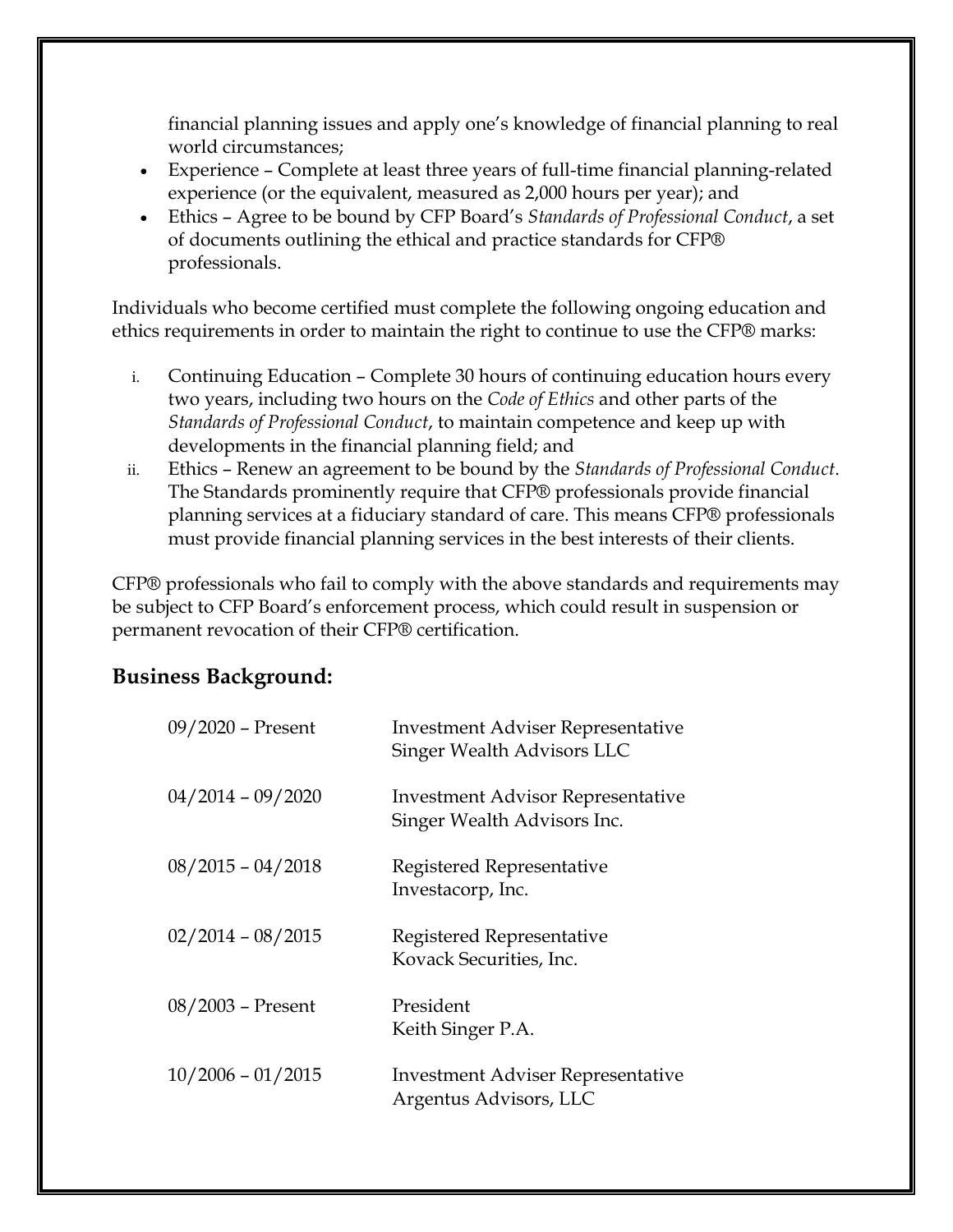financial planning issues and apply one's knowledge of financial planning to real world circumstances;

- Experience – Complete at least three years of full-time financial planning-related experience (or the equivalent, measured as 2,000 hours per year); and
- Ethics – Agree to be bound by CFP Board's *Standards of Professional Conduct*, a set of documents outlining the ethical and practice standards for CFP® professionals.

Individuals who become certified must complete the following ongoing education and ethics requirements in order to maintain the right to continue to use the CFP® marks:

i. Continuing Education – Complete 30 hours of continuing education hours every two years, including two hours on the *Code of Ethics* and other parts of the *Standards of Professional Conduct*, to maintain competence and keep up with developments in the financial planning field; and
ii. Ethics – Renew an agreement to be bound by the *Standards of Professional Conduct*. The Standards prominently require that CFP® professionals provide financial planning services at a fiduciary standard of care. This means CFP® professionals must provide financial planning services in the best interests of their clients.

CFP® professionals who fail to comply with the above standards and requirements may be subject to CFP Board's enforcement process, which could result in suspension or permanent revocation of their CFP® certification.

## Business Background:

| | |
|---|---|
| 09/2020 – Present | Investment Adviser Representative<br>Singer Wealth Advisors LLC |
| 04/2014 – 09/2020 | Investment Advisor Representative<br>Singer Wealth Advisors Inc. |
| 08/2015 – 04/2018 | Registered Representative<br>Investacorp, Inc. |
| 02/2014 – 08/2015 | Registered Representative<br>Kovack Securities, Inc. |
| 08/2003 – Present | President<br>Keith Singer P.A. |
| 10/2006 – 01/2015 | Investment Adviser Representative<br>Argentus Advisors, LLC |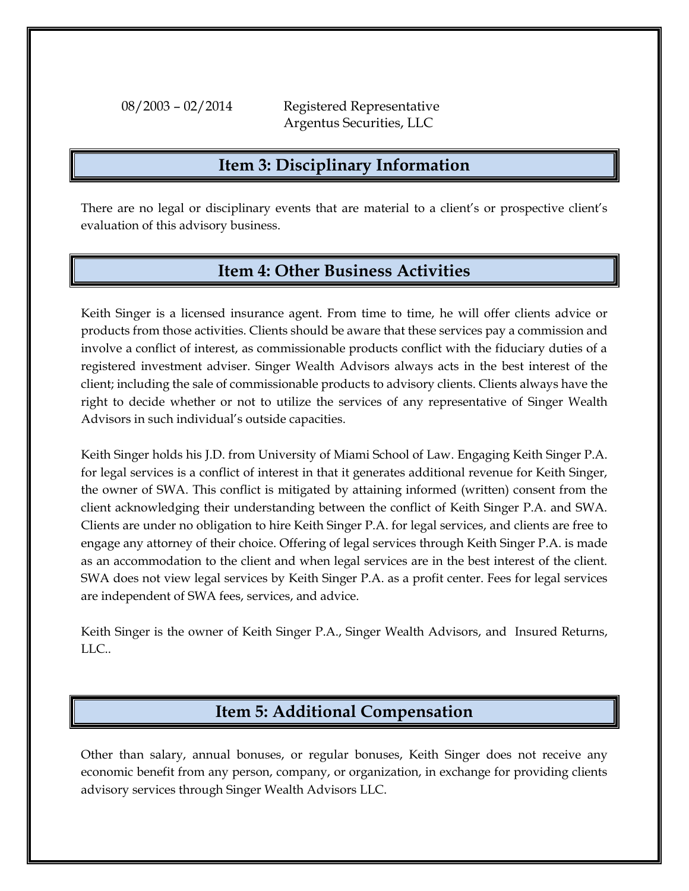08/2003 – 02/2014 Registered Representative
Argentus Securities, LLC

## Item 3: Disciplinary Information

There are no legal or disciplinary events that are material to a client's or prospective client's evaluation of this advisory business.

## Item 4: Other Business Activities

Keith Singer is a licensed insurance agent. From time to time, he will offer clients advice or products from those activities. Clients should be aware that these services pay a commission and involve a conflict of interest, as commissionable products conflict with the fiduciary duties of a registered investment adviser. Singer Wealth Advisors always acts in the best interest of the client; including the sale of commissionable products to advisory clients. Clients always have the right to decide whether or not to utilize the services of any representative of Singer Wealth Advisors in such individual's outside capacities.

Keith Singer holds his J.D. from University of Miami School of Law. Engaging Keith Singer P.A. for legal services is a conflict of interest in that it generates additional revenue for Keith Singer, the owner of SWA. This conflict is mitigated by attaining informed (written) consent from the client acknowledging their understanding between the conflict of Keith Singer P.A. and SWA. Clients are under no obligation to hire Keith Singer P.A. for legal services, and clients are free to engage any attorney of their choice. Offering of legal services through Keith Singer P.A. is made as an accommodation to the client and when legal services are in the best interest of the client. SWA does not view legal services by Keith Singer P.A. as a profit center. Fees for legal services are independent of SWA fees, services, and advice.

Keith Singer is the owner of Keith Singer P.A., Singer Wealth Advisors, and Insured Returns, LLC..

## Item 5: Additional Compensation

Other than salary, annual bonuses, or regular bonuses, Keith Singer does not receive any economic benefit from any person, company, or organization, in exchange for providing clients advisory services through Singer Wealth Advisors LLC.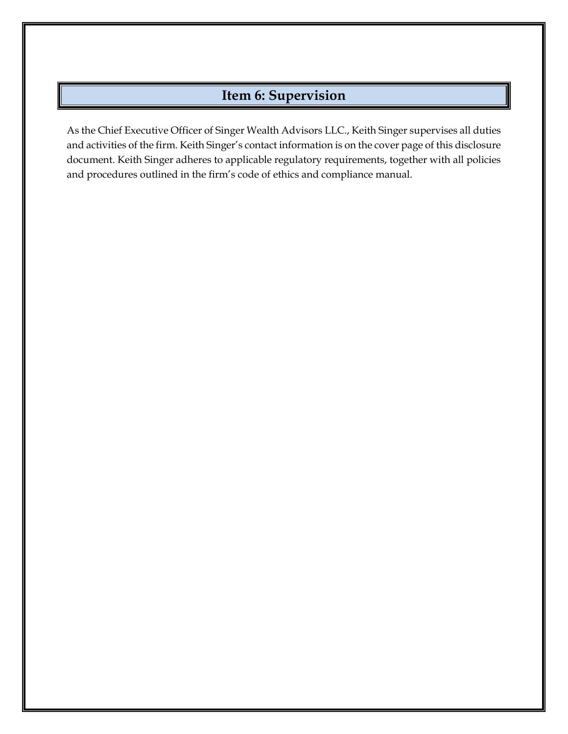## Item 6: Supervision

As the Chief Executive Officer of Singer Wealth Advisors LLC., Keith Singer supervises all duties and activities of the firm. Keith Singer's contact information is on the cover page of this disclosure document. Keith Singer adheres to applicable regulatory requirements, together with all policies and procedures outlined in the firm's code of ethics and compliance manual.